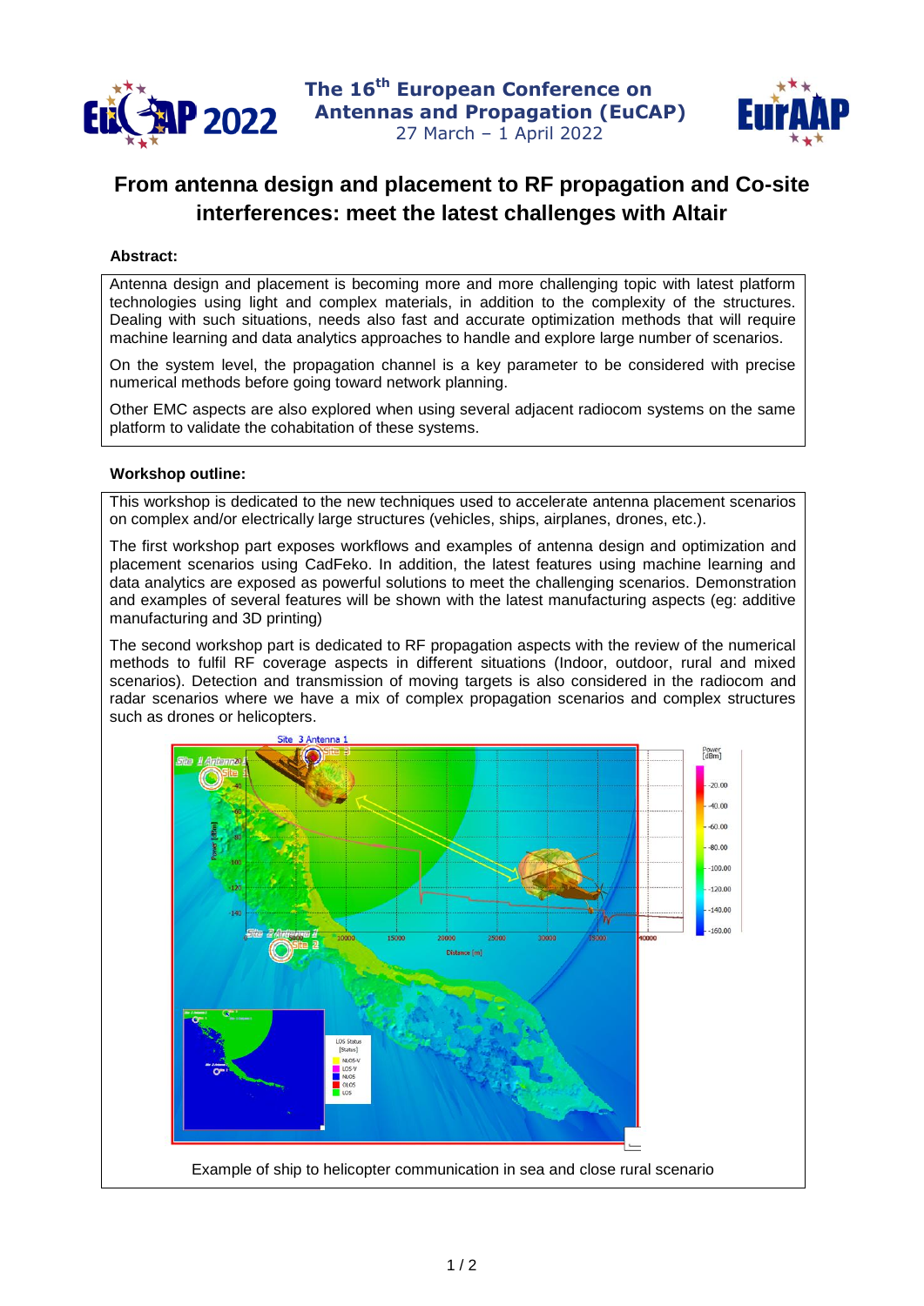The 16th European Conference on Antennas and Propagation (EuCAP)
27 March – 1 April 2022

# From antenna design and placement to RF propagation and Co-site interferences: meet the latest challenges with Altair

**Abstract:**

Antenna design and placement is becoming more and more challenging topic with latest platform technologies using light and complex materials, in addition to the complexity of the structures. Dealing with such situations, needs also fast and accurate optimization methods that will require machine learning and data analytics approaches to handle and explore large number of scenarios.

On the system level, the propagation channel is a key parameter to be considered with precise numerical methods before going toward network planning.

Other EMC aspects are also explored when using several adjacent radiocom systems on the same platform to validate the cohabitation of these systems.

**Workshop outline:**

This workshop is dedicated to the new techniques used to accelerate antenna placement scenarios on complex and/or electrically large structures (vehicles, ships, airplanes, drones, etc.).

The first workshop part exposes workflows and examples of antenna design and optimization and placement scenarios using CadFeko. In addition, the latest features using machine learning and data analytics are exposed as powerful solutions to meet the challenging scenarios. Demonstration and examples of several features will be shown with the latest manufacturing aspects (eg: additive manufacturing and 3D printing)

The second workshop part is dedicated to RF propagation aspects with the review of the numerical methods to fulfil RF coverage aspects in different situations (Indoor, outdoor, rural and mixed scenarios). Detection and transmission of moving targets is also considered in the radiocom and radar scenarios where we have a mix of complex propagation scenarios and complex structures such as drones or helicopters.

Example of ship to helicopter communication in sea and close rural scenario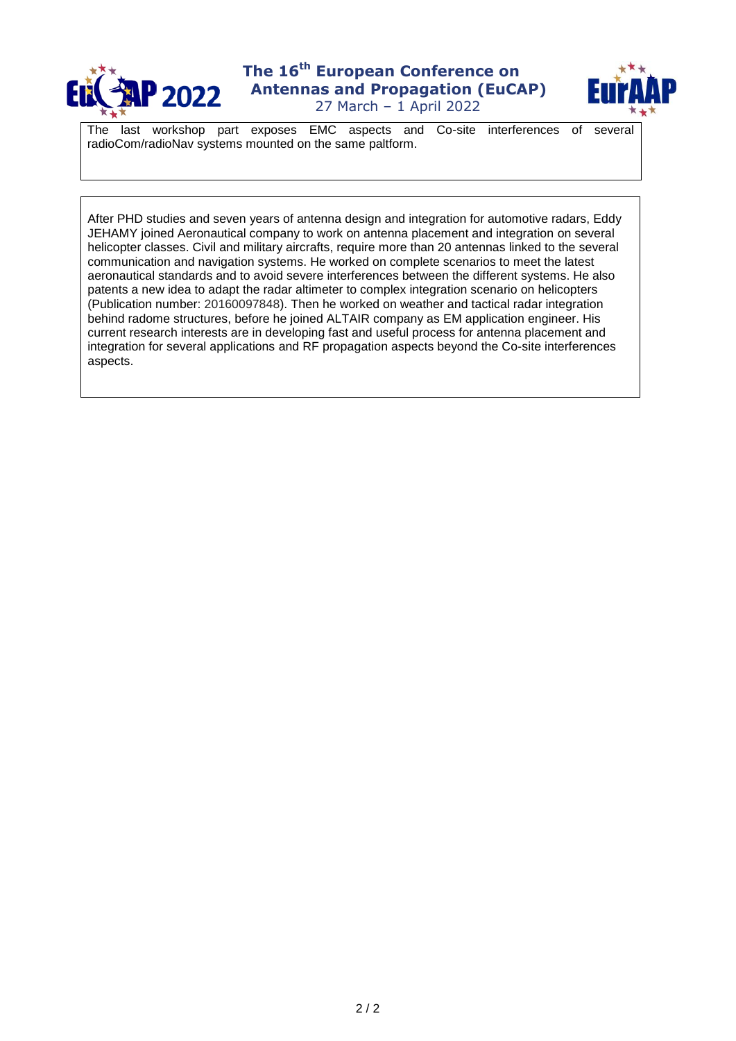The last workshop part exposes EMC aspects and Co-site interferences of several radioCom/radioNav systems mounted on the same paltform.

After PHD studies and seven years of antenna design and integration for automotive radars, Eddy JEHAMY joined Aeronautical company to work on antenna placement and integration on several helicopter classes. Civil and military aircrafts, require more than 20 antennas linked to the several communication and navigation systems. He worked on complete scenarios to meet the latest aeronautical standards and to avoid severe interferences between the different systems. He also patents a new idea to adapt the radar altimeter to complex integration scenario on helicopters (Publication number: 20160097848). Then he worked on weather and tactical radar integration behind radome structures, before he joined ALTAIR company as EM application engineer. His current research interests are in developing fast and useful process for antenna placement and integration for several applications and RF propagation aspects beyond the Co-site interferences aspects.